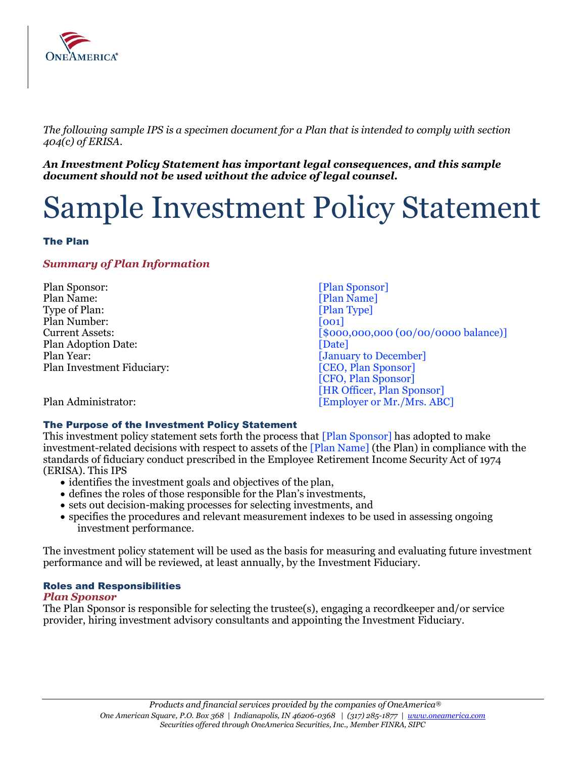*The following sample IPS is a specimen document for a Plan that is intended to comply with section 404(c) of ERISA.*

***An Investment Policy Statement has important legal consequences, and this sample document should not be used without the advice of legal counsel.***

# Sample Investment Policy Statement

## The Plan

### *Summary of Plan Information*

| | |
|---|---|
| Plan Sponsor: | [Plan Sponsor] |
| Plan Name: | [Plan Name] |
| Type of Plan: | [Plan Type] |
| Plan Number: | [001] |
| Current Assets: | [$000,000,000 (00/00/0000 balance)] |
| Plan Adoption Date: | [Date] |
| Plan Year: | [January to December] |
| Plan Investment Fiduciary: | [CEO, Plan Sponsor]<br>[CFO, Plan Sponsor]<br>[HR Officer, Plan Sponsor] |
| Plan Administrator: | [Employer or Mr./Mrs. ABC] |

## The Purpose of the Investment Policy Statement

This investment policy statement sets forth the process that [Plan Sponsor] has adopted to make investment-related decisions with respect to assets of the [Plan Name] (the Plan) in compliance with the standards of fiduciary conduct prescribed in the Employee Retirement Income Security Act of 1974 (ERISA). This IPS

- identifies the investment goals and objectives of the plan,
- defines the roles of those responsible for the Plan's investments,
- sets out decision-making processes for selecting investments, and
- specifies the procedures and relevant measurement indexes to be used in assessing ongoing investment performance.

The investment policy statement will be used as the basis for measuring and evaluating future investment performance and will be reviewed, at least annually, by the Investment Fiduciary.

## Roles and Responsibilities

### *Plan Sponsor*

The Plan Sponsor is responsible for selecting the trustee(s), engaging a recordkeeper and/or service provider, hiring investment advisory consultants and appointing the Investment Fiduciary.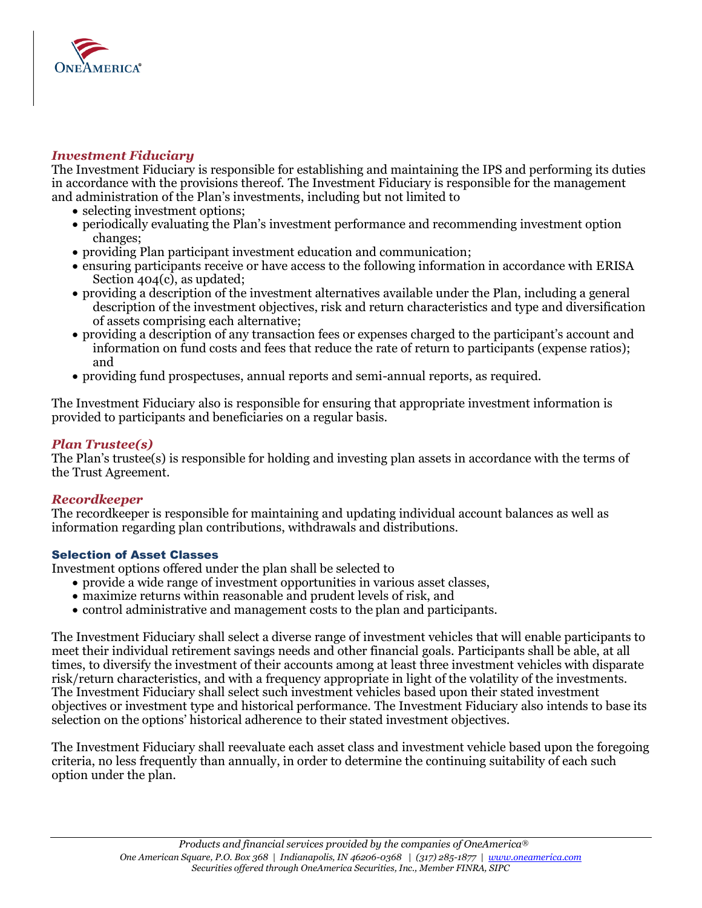### *Investment Fiduciary*

The Investment Fiduciary is responsible for establishing and maintaining the IPS and performing its duties in accordance with the provisions thereof. The Investment Fiduciary is responsible for the management and administration of the Plan's investments, including but not limited to

- selecting investment options;
- periodically evaluating the Plan's investment performance and recommending investment option changes;
- providing Plan participant investment education and communication;
- ensuring participants receive or have access to the following information in accordance with ERISA Section 404(c), as updated;
- providing a description of the investment alternatives available under the Plan, including a general description of the investment objectives, risk and return characteristics and type and diversification of assets comprising each alternative;
- providing a description of any transaction fees or expenses charged to the participant's account and information on fund costs and fees that reduce the rate of return to participants (expense ratios); and
- providing fund prospectuses, annual reports and semi-annual reports, as required.

The Investment Fiduciary also is responsible for ensuring that appropriate investment information is provided to participants and beneficiaries on a regular basis.

### *Plan Trustee(s)*

The Plan's trustee(s) is responsible for holding and investing plan assets in accordance with the terms of the Trust Agreement.

### *Recordkeeper*

The recordkeeper is responsible for maintaining and updating individual account balances as well as information regarding plan contributions, withdrawals and distributions.

## Selection of Asset Classes

Investment options offered under the plan shall be selected to

- provide a wide range of investment opportunities in various asset classes,
- maximize returns within reasonable and prudent levels of risk, and
- control administrative and management costs to the plan and participants.

The Investment Fiduciary shall select a diverse range of investment vehicles that will enable participants to meet their individual retirement savings needs and other financial goals. Participants shall be able, at all times, to diversify the investment of their accounts among at least three investment vehicles with disparate risk/return characteristics, and with a frequency appropriate in light of the volatility of the investments. The Investment Fiduciary shall select such investment vehicles based upon their stated investment objectives or investment type and historical performance. The Investment Fiduciary also intends to base its selection on the options' historical adherence to their stated investment objectives.

The Investment Fiduciary shall reevaluate each asset class and investment vehicle based upon the foregoing criteria, no less frequently than annually, in order to determine the continuing suitability of each such option under the plan.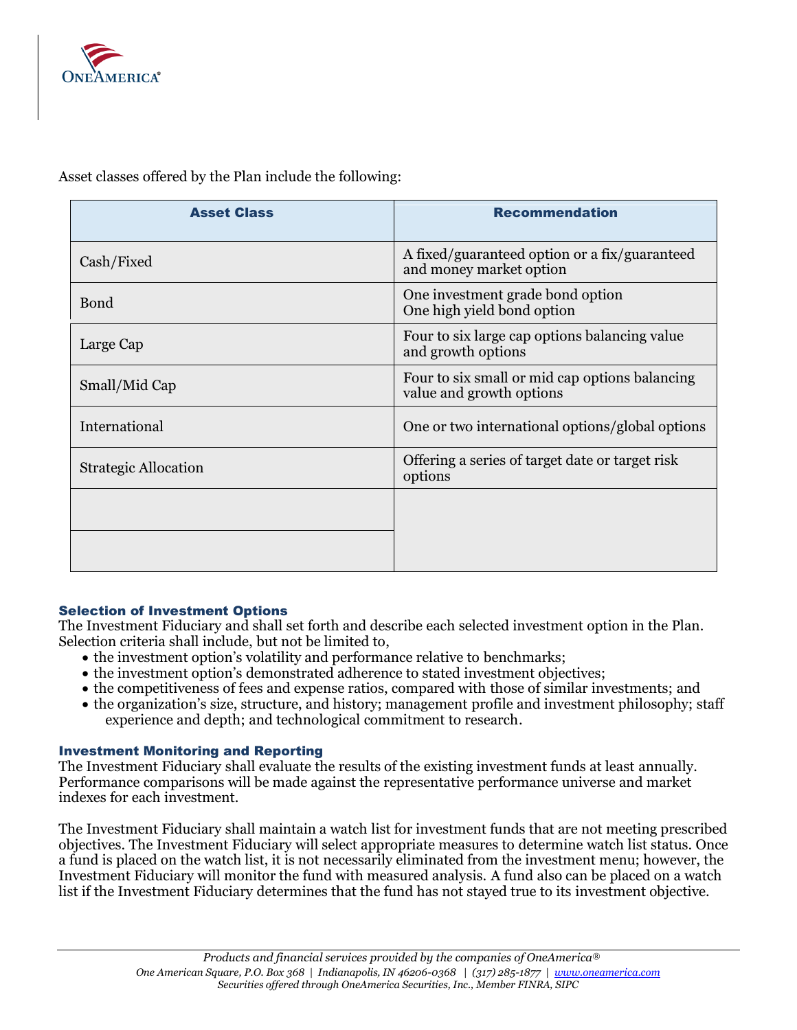Asset classes offered by the Plan include the following:

| Asset Class | Recommendation |
| --- | --- |
| Cash/Fixed | A fixed/guaranteed option or a fix/guaranteed and money market option |
| Bond | One investment grade bond option<br>One high yield bond option |
| Large Cap | Four to six large cap options balancing value and growth options |
| Small/Mid Cap | Four to six small or mid cap options balancing value and growth options |
| International | One or two international options/global options |
| Strategic Allocation | Offering a series of target date or target risk options |
| | |
| | |

### Selection of Investment Options

The Investment Fiduciary and shall set forth and describe each selected investment option in the Plan. Selection criteria shall include, but not be limited to,

- the investment option's volatility and performance relative to benchmarks;
- the investment option's demonstrated adherence to stated investment objectives;
- the competitiveness of fees and expense ratios, compared with those of similar investments; and
- the organization's size, structure, and history; management profile and investment philosophy; staff experience and depth; and technological commitment to research.

### Investment Monitoring and Reporting

The Investment Fiduciary shall evaluate the results of the existing investment funds at least annually. Performance comparisons will be made against the representative performance universe and market indexes for each investment.

The Investment Fiduciary shall maintain a watch list for investment funds that are not meeting prescribed objectives. The Investment Fiduciary will select appropriate measures to determine watch list status. Once a fund is placed on the watch list, it is not necessarily eliminated from the investment menu; however, the Investment Fiduciary will monitor the fund with measured analysis. A fund also can be placed on a watch list if the Investment Fiduciary determines that the fund has not stayed true to its investment objective.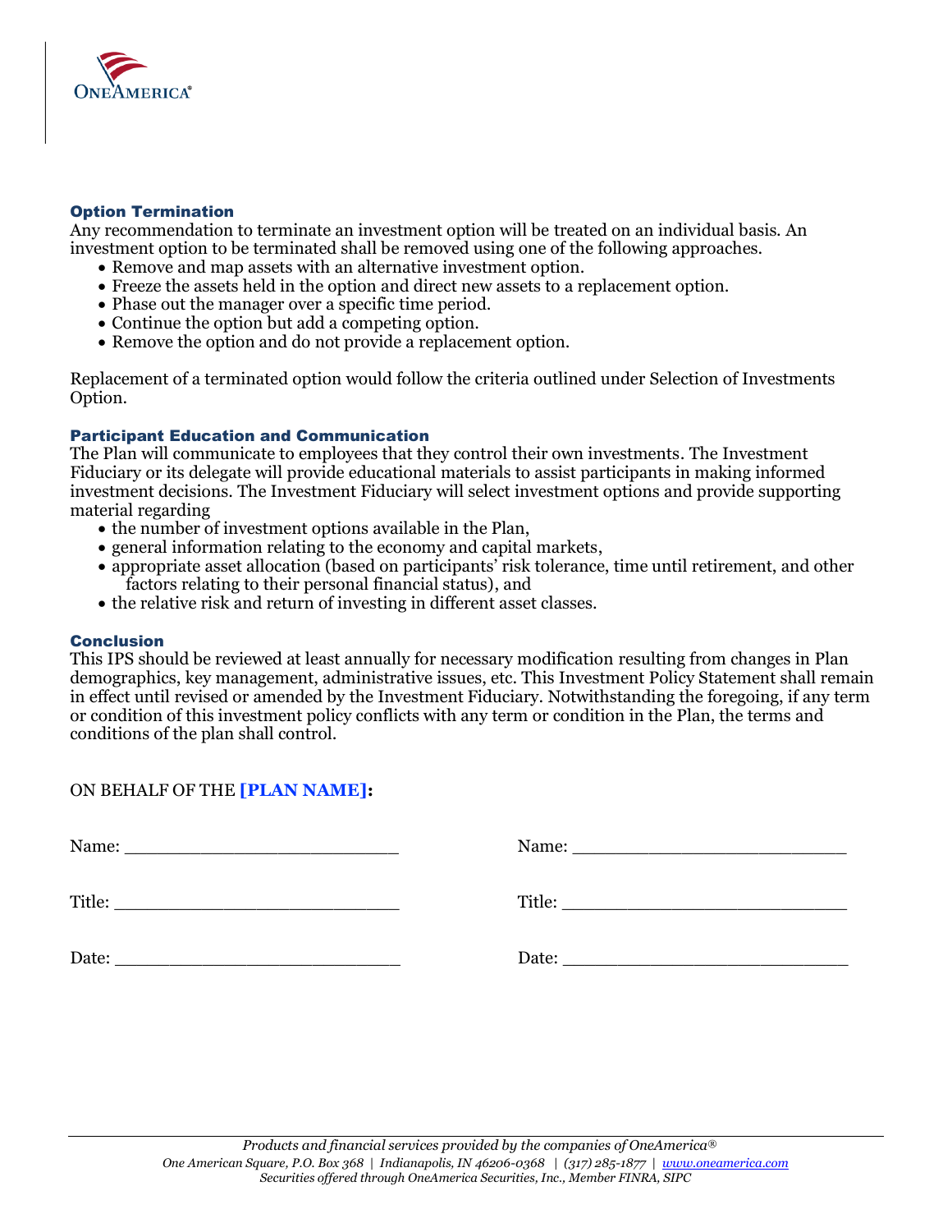### Option Termination

Any recommendation to terminate an investment option will be treated on an individual basis. An investment option to be terminated shall be removed using one of the following approaches.

- Remove and map assets with an alternative investment option.
- Freeze the assets held in the option and direct new assets to a replacement option.
- Phase out the manager over a specific time period.
- Continue the option but add a competing option.
- Remove the option and do not provide a replacement option.

Replacement of a terminated option would follow the criteria outlined under Selection of Investments Option.

### Participant Education and Communication

The Plan will communicate to employees that they control their own investments. The Investment Fiduciary or its delegate will provide educational materials to assist participants in making informed investment decisions. The Investment Fiduciary will select investment options and provide supporting material regarding

- the number of investment options available in the Plan,
- general information relating to the economy and capital markets,
- appropriate asset allocation (based on participants' risk tolerance, time until retirement, and other factors relating to their personal financial status), and
- the relative risk and return of investing in different asset classes.

### Conclusion

This IPS should be reviewed at least annually for necessary modification resulting from changes in Plan demographics, key management, administrative issues, etc. This Investment Policy Statement shall remain in effect until revised or amended by the Investment Fiduciary. Notwithstanding the foregoing, if any term or condition of this investment policy conflicts with any term or condition in the Plan, the terms and conditions of the plan shall control.

ON BEHALF OF THE **[PLAN NAME]:**

Name: ___________________________ Name: ___________________________

Title: ____________________________ Title: ____________________________

Date: ____________________________ Date: ____________________________

*Products and financial services provided by the companies of OneAmerica®*
*One American Square, P.O. Box 368 | Indianapolis, IN 46206-0368 | (317) 285-1877 | www.oneamerica.com*
*Securities offered through OneAmerica Securities, Inc., Member FINRA, SIPC*